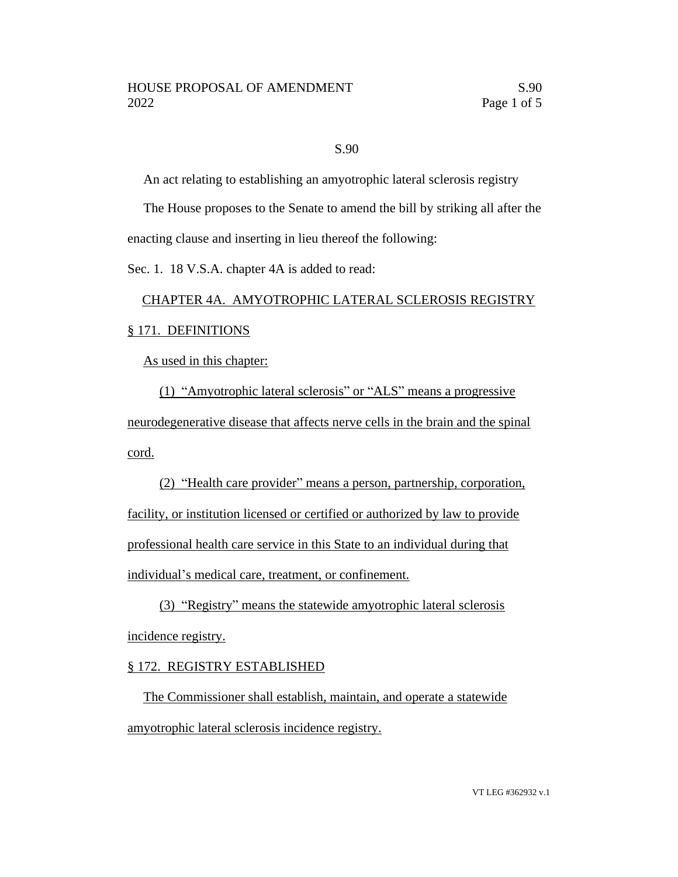S.90

An act relating to establishing an amyotrophic lateral sclerosis registry

The House proposes to the Senate to amend the bill by striking all after the enacting clause and inserting in lieu thereof the following:

Sec. 1. 18 V.S.A. chapter 4A is added to read:

CHAPTER 4A. AMYOTROPHIC LATERAL SCLEROSIS REGISTRY

§ 171. DEFINITIONS

As used in this chapter:

(1) "Amyotrophic lateral sclerosis" or "ALS" means a progressive neurodegenerative disease that affects nerve cells in the brain and the spinal cord.

(2) "Health care provider" means a person, partnership, corporation, facility, or institution licensed or certified or authorized by law to provide professional health care service in this State to an individual during that individual's medical care, treatment, or confinement.

(3) "Registry" means the statewide amyotrophic lateral sclerosis incidence registry.

§ 172. REGISTRY ESTABLISHED

The Commissioner shall establish, maintain, and operate a statewide amyotrophic lateral sclerosis incidence registry.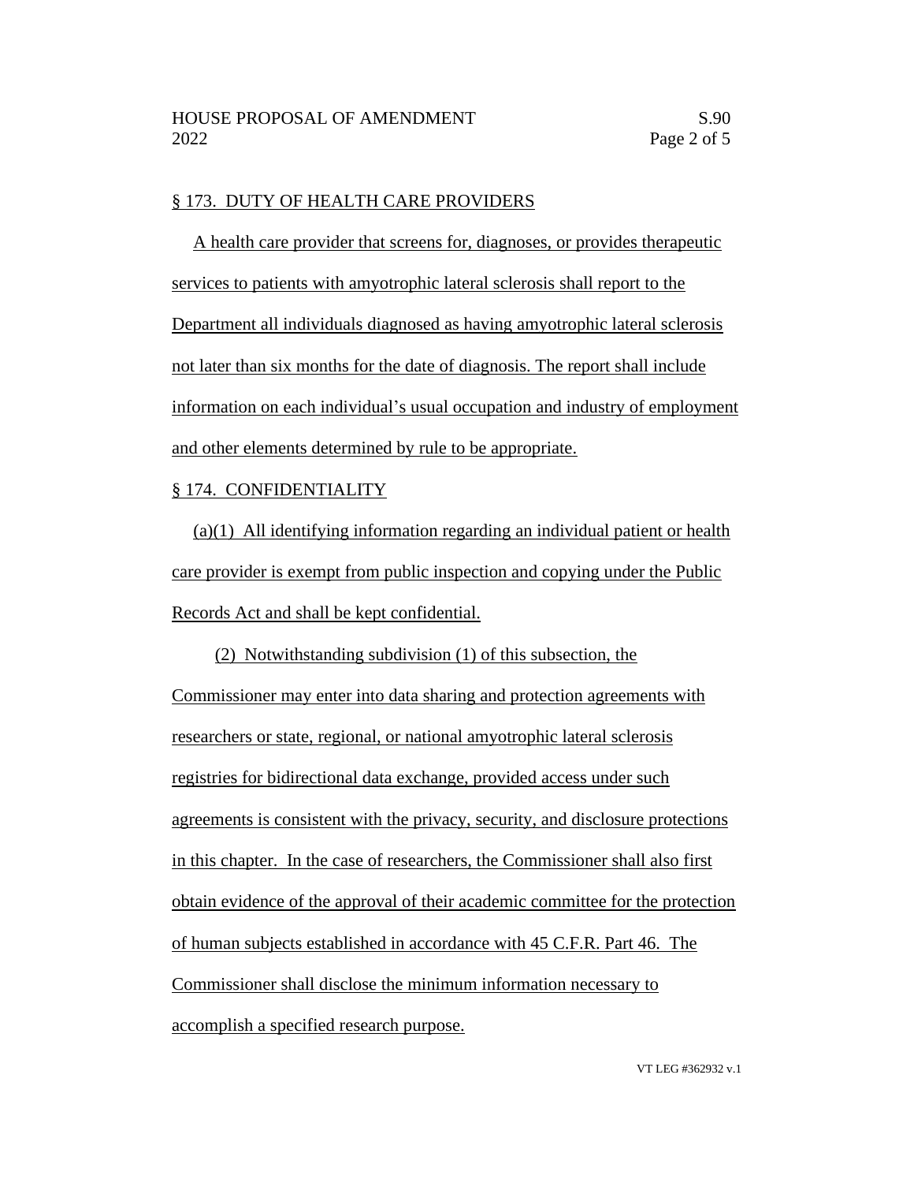§ 173. DUTY OF HEALTH CARE PROVIDERS

A health care provider that screens for, diagnoses, or provides therapeutic services to patients with amyotrophic lateral sclerosis shall report to the Department all individuals diagnosed as having amyotrophic lateral sclerosis not later than six months for the date of diagnosis. The report shall include information on each individual's usual occupation and industry of employment and other elements determined by rule to be appropriate.

§ 174. CONFIDENTIALITY

(a)(1) All identifying information regarding an individual patient or health care provider is exempt from public inspection and copying under the Public Records Act and shall be kept confidential.

(2) Notwithstanding subdivision (1) of this subsection, the Commissioner may enter into data sharing and protection agreements with researchers or state, regional, or national amyotrophic lateral sclerosis registries for bidirectional data exchange, provided access under such agreements is consistent with the privacy, security, and disclosure protections in this chapter. In the case of researchers, the Commissioner shall also first obtain evidence of the approval of their academic committee for the protection of human subjects established in accordance with 45 C.F.R. Part 46. The Commissioner shall disclose the minimum information necessary to accomplish a specified research purpose.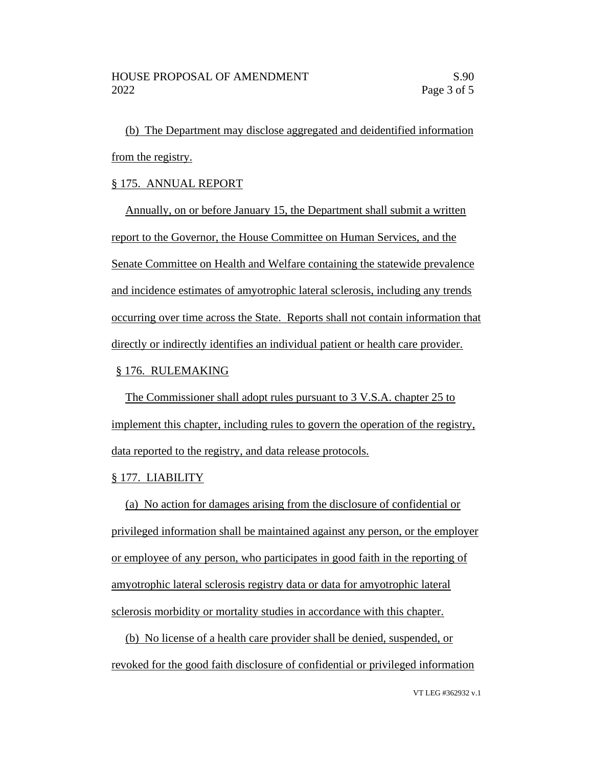(b) The Department may disclose aggregated and deidentified information from the registry.

§ 175. ANNUAL REPORT

Annually, on or before January 15, the Department shall submit a written report to the Governor, the House Committee on Human Services, and the Senate Committee on Health and Welfare containing the statewide prevalence and incidence estimates of amyotrophic lateral sclerosis, including any trends occurring over time across the State. Reports shall not contain information that directly or indirectly identifies an individual patient or health care provider.

§ 176. RULEMAKING

The Commissioner shall adopt rules pursuant to 3 V.S.A. chapter 25 to implement this chapter, including rules to govern the operation of the registry, data reported to the registry, and data release protocols.

§ 177. LIABILITY

(a) No action for damages arising from the disclosure of confidential or privileged information shall be maintained against any person, or the employer or employee of any person, who participates in good faith in the reporting of amyotrophic lateral sclerosis registry data or data for amyotrophic lateral sclerosis morbidity or mortality studies in accordance with this chapter.

(b) No license of a health care provider shall be denied, suspended, or revoked for the good faith disclosure of confidential or privileged information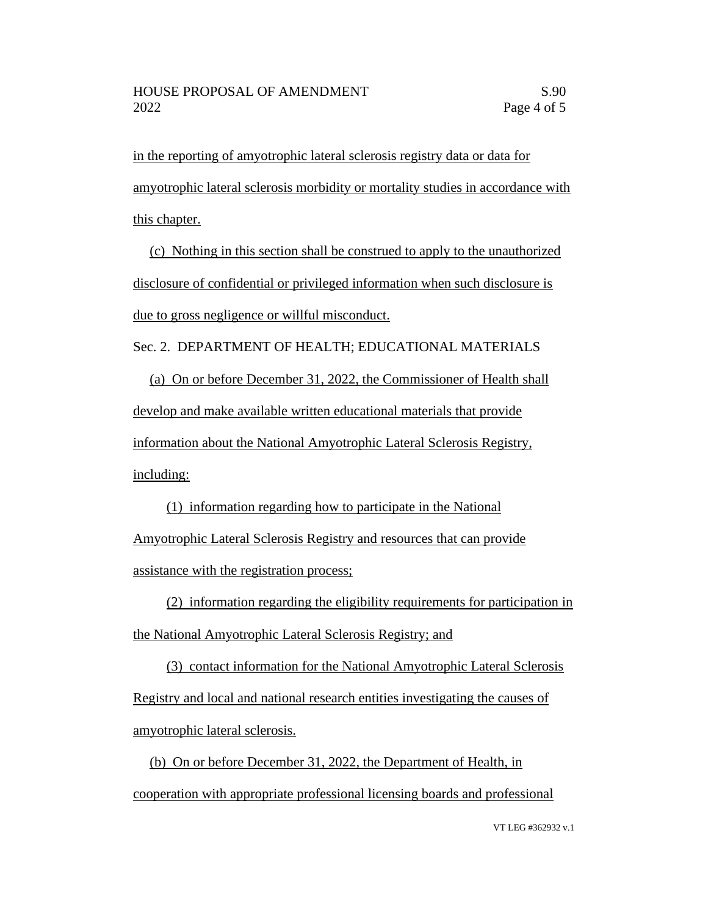in the reporting of amyotrophic lateral sclerosis registry data or data for amyotrophic lateral sclerosis morbidity or mortality studies in accordance with this chapter.

(c) Nothing in this section shall be construed to apply to the unauthorized disclosure of confidential or privileged information when such disclosure is due to gross negligence or willful misconduct.

Sec. 2. DEPARTMENT OF HEALTH; EDUCATIONAL MATERIALS

(a) On or before December 31, 2022, the Commissioner of Health shall develop and make available written educational materials that provide information about the National Amyotrophic Lateral Sclerosis Registry, including:

(1) information regarding how to participate in the National Amyotrophic Lateral Sclerosis Registry and resources that can provide assistance with the registration process;

(2) information regarding the eligibility requirements for participation in the National Amyotrophic Lateral Sclerosis Registry; and

(3) contact information for the National Amyotrophic Lateral Sclerosis Registry and local and national research entities investigating the causes of amyotrophic lateral sclerosis.

(b) On or before December 31, 2022, the Department of Health, in cooperation with appropriate professional licensing boards and professional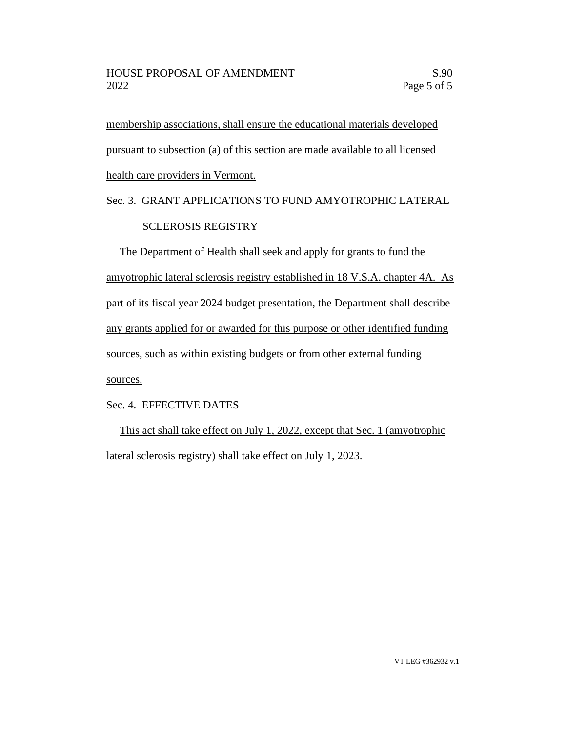membership associations, shall ensure the educational materials developed pursuant to subsection (a) of this section are made available to all licensed health care providers in Vermont.

Sec. 3. GRANT APPLICATIONS TO FUND AMYOTROPHIC LATERAL SCLEROSIS REGISTRY

The Department of Health shall seek and apply for grants to fund the amyotrophic lateral sclerosis registry established in 18 V.S.A. chapter 4A. As part of its fiscal year 2024 budget presentation, the Department shall describe any grants applied for or awarded for this purpose or other identified funding sources, such as within existing budgets or from other external funding sources.

Sec. 4. EFFECTIVE DATES

This act shall take effect on July 1, 2022, except that Sec. 1 (amyotrophic lateral sclerosis registry) shall take effect on July 1, 2023.